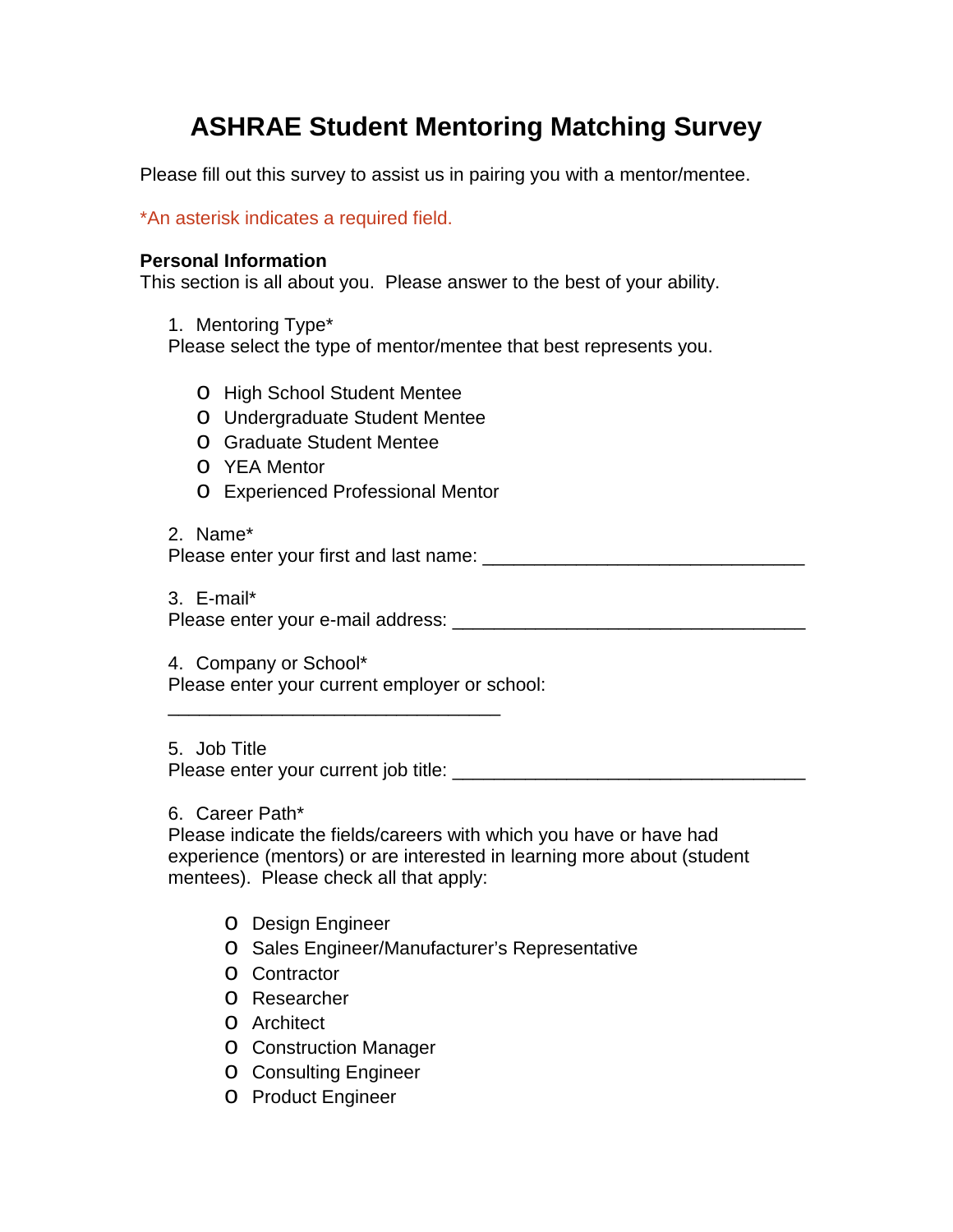# ASHRAE Student Mentoring Matching Survey

Please fill out this survey to assist us in pairing you with a mentor/mentee.

*An asterisk indicates a required field.

**Personal Information**
This section is all about you. Please answer to the best of your ability.

1. Mentoring Type*
   Please select the type of mentor/mentee that best represents you.

   - o High School Student Mentee
   - o Undergraduate Student Mentee
   - o Graduate Student Mentee
   - o YEA Mentor
   - o Experienced Professional Mentor

2. Name*
   Please enter your first and last name: ________________________________

3. E-mail*
   Please enter your e-mail address: ___________________________________

4. Company or School*
   Please enter your current employer or school:
   _________________________________

5. Job Title
   Please enter your current job title: ___________________________________

6. Career Path*
   Please indicate the fields/careers with which you have or have had experience (mentors) or are interested in learning more about (student mentees). Please check all that apply:

   - o Design Engineer
   - o Sales Engineer/Manufacturer's Representative
   - o Contractor
   - o Researcher
   - o Architect
   - o Construction Manager
   - o Consulting Engineer
   - o Product Engineer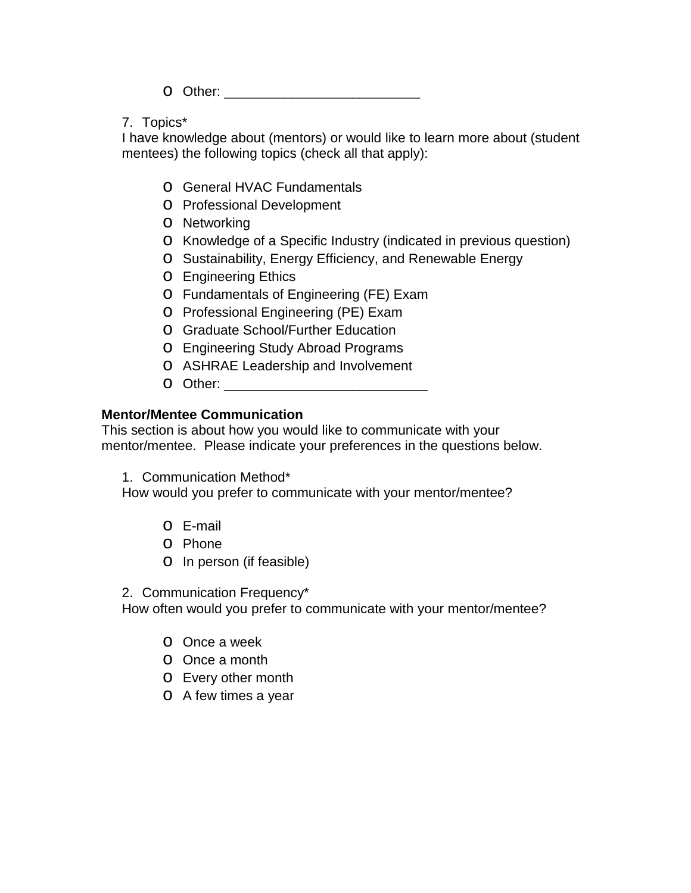- Other: _________________________

7. Topics*

I have knowledge about (mentors) or would like to learn more about (student mentees) the following topics (check all that apply):

- General HVAC Fundamentals
- Professional Development
- Networking
- Knowledge of a Specific Industry (indicated in previous question)
- Sustainability, Energy Efficiency, and Renewable Energy
- Engineering Ethics
- Fundamentals of Engineering (FE) Exam
- Professional Engineering (PE) Exam
- Graduate School/Further Education
- Engineering Study Abroad Programs
- ASHRAE Leadership and Involvement
- Other: ___________________________

**Mentor/Mentee Communication**

This section is about how you would like to communicate with your mentor/mentee. Please indicate your preferences in the questions below.

1. Communication Method*

How would you prefer to communicate with your mentor/mentee?

- E-mail
- Phone
- In person (if feasible)

2. Communication Frequency*

How often would you prefer to communicate with your mentor/mentee?

- Once a week
- Once a month
- Every other month
- A few times a year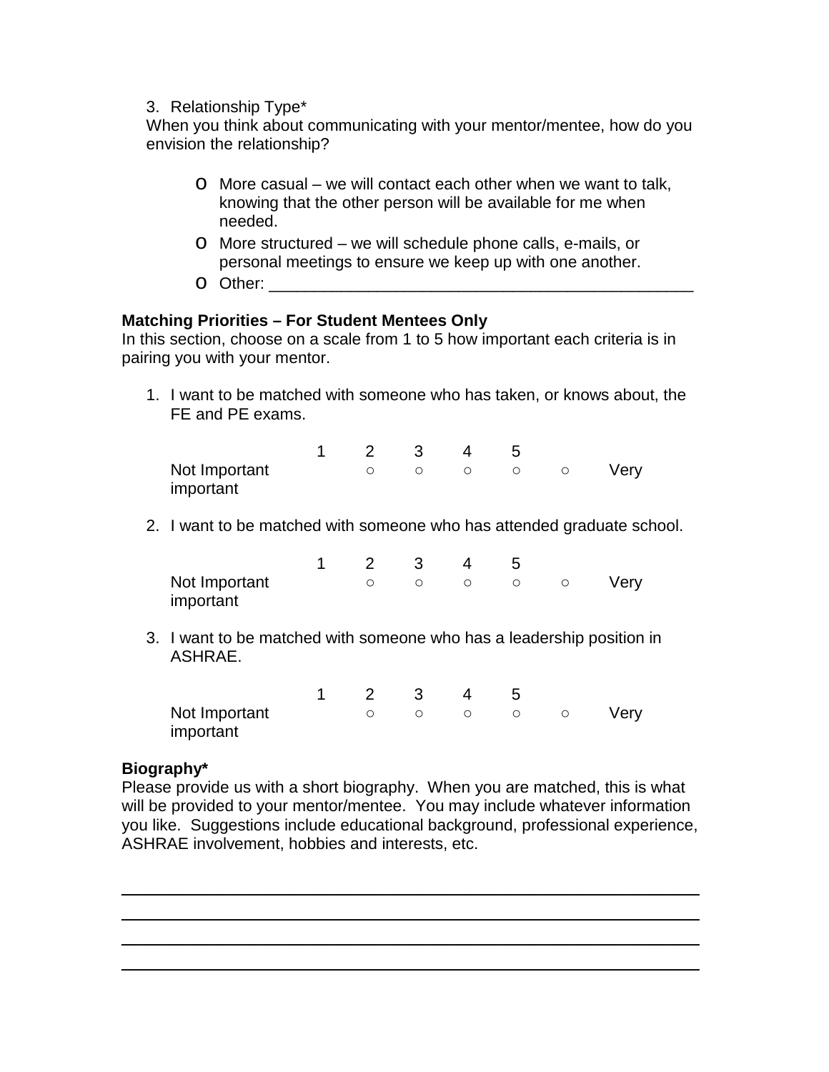3. Relationship Type*

When you think about communicating with your mentor/mentee, how do you envision the relationship?

- o More casual – we will contact each other when we want to talk, knowing that the other person will be available for me when needed.
- o More structured – we will schedule phone calls, e-mails, or personal meetings to ensure we keep up with one another.
- o Other: _______________________________________________

**Matching Priorities – For Student Mentees Only**

In this section, choose on a scale from 1 to 5 how important each criteria is in pairing you with your mentor.

1. I want to be matched with someone who has taken, or knows about, the FE and PE exams.

| | 1 | 2 | 3 | 4 | 5 | |
|---|---|---|---|---|---|---|
| Not Important | ○ | ○ | ○ | ○ | ○ | Very important |

2. I want to be matched with someone who has attended graduate school.

| | 1 | 2 | 3 | 4 | 5 | |
|---|---|---|---|---|---|---|
| Not Important | ○ | ○ | ○ | ○ | ○ | Very important |

3. I want to be matched with someone who has a leadership position in ASHRAE.

| | 1 | 2 | 3 | 4 | 5 | |
|---|---|---|---|---|---|---|
| Not Important | ○ | ○ | ○ | ○ | ○ | Very important |

**Biography***

Please provide us with a short biography. When you are matched, this is what will be provided to your mentor/mentee. You may include whatever information you like. Suggestions include educational background, professional experience, ASHRAE involvement, hobbies and interests, etc.

_______________________________________________________________

_______________________________________________________________

_______________________________________________________________

_______________________________________________________________